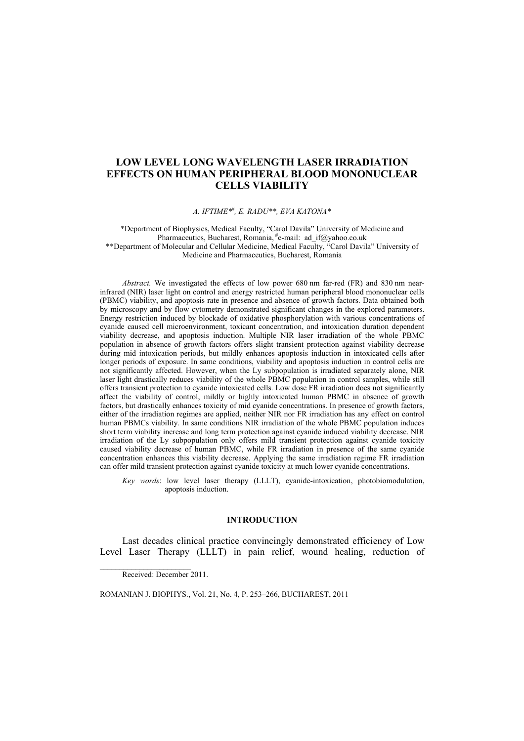# LOW LEVEL LONG WAVELENGTH LASER IRRADIATION EFFECTS ON HUMAN PERIPHERAL BLOOD MONONUCLEAR CELLS VIABILITY

*A. IFTIME*[*#], *E. RADU*[**], *EVA KATONA*[*]

[*]Department of Biophysics, Medical Faculty, "Carol Davila" University of Medicine and Pharmaceutics, Bucharest, Romania, [#]e-mail: ad_if@yahoo.co.uk
[**]Department of Molecular and Cellular Medicine, Medical Faculty, "Carol Davila" University of Medicine and Pharmaceutics, Bucharest, Romania

*Abstract.* We investigated the effects of low power 680 nm far-red (FR) and 830 nm near-infrared (NIR) laser light on control and energy restricted human peripheral blood mononuclear cells (PBMC) viability, and apoptosis rate in presence and absence of growth factors. Data obtained both by microscopy and by flow cytometry demonstrated significant changes in the explored parameters. Energy restriction induced by blockade of oxidative phosphorylation with various concentrations of cyanide caused cell microenvironment, toxicant concentration, and intoxication duration dependent viability decrease, and apoptosis induction. Multiple NIR laser irradiation of the whole PBMC population in absence of growth factors offers slight transient protection against viability decrease during mid intoxication periods, but mildly enhances apoptosis induction in intoxicated cells after longer periods of exposure. In same conditions, viability and apoptosis induction in control cells are not significantly affected. However, when the Ly subpopulation is irradiated separately alone, NIR laser light drastically reduces viability of the whole PBMC population in control samples, while still offers transient protection to cyanide intoxicated cells. Low dose FR irradiation does not significantly affect the viability of control, mildly or highly intoxicated human PBMC in absence of growth factors, but drastically enhances toxicity of mid cyanide concentrations. In presence of growth factors, either of the irradiation regimes are applied, neither NIR nor FR irradiation has any effect on control human PBMCs viability. In same conditions NIR irradiation of the whole PBMC population induces short term viability increase and long term protection against cyanide induced viability decrease. NIR irradiation of the Ly subpopulation only offers mild transient protection against cyanide toxicity caused viability decrease of human PBMC, while FR irradiation in presence of the same cyanide concentration enhances this viability decrease. Applying the same irradiation regime FR irradiation can offer mild transient protection against cyanide toxicity at much lower cyanide concentrations.

*Key words*: low level laser therapy (LLLT), cyanide-intoxication, photobiomodulation, apoptosis induction.

## INTRODUCTION

Last decades clinical practice convincingly demonstrated efficiency of Low Level Laser Therapy (LLLT) in pain relief, wound healing, reduction of

Received: December 2011.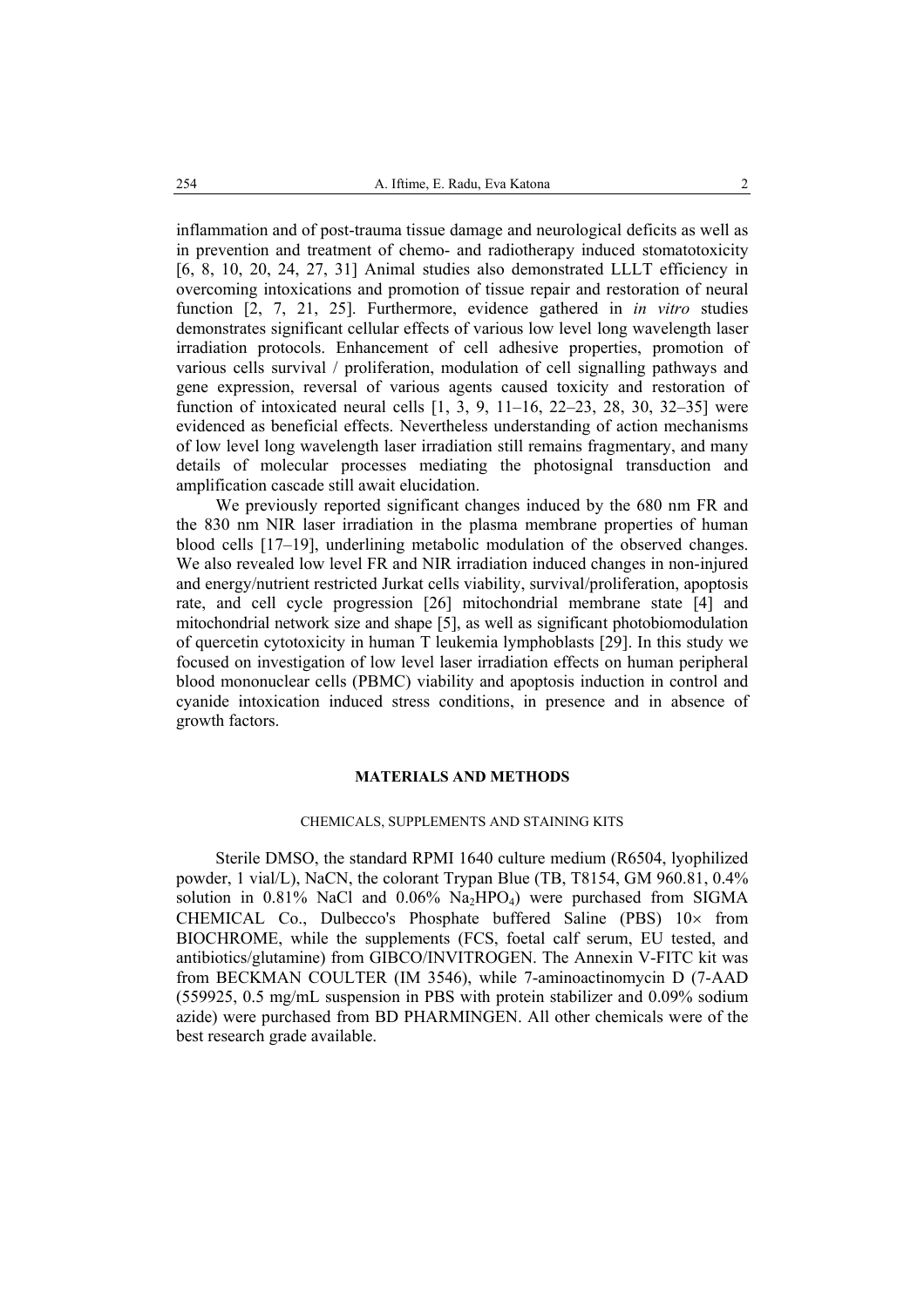inflammation and of post-trauma tissue damage and neurological deficits as well as in prevention and treatment of chemo- and radiotherapy induced stomatotoxicity [6, 8, 10, 20, 24, 27, 31] Animal studies also demonstrated LLLT efficiency in overcoming intoxications and promotion of tissue repair and restoration of neural function [2, 7, 21, 25]. Furthermore, evidence gathered in *in vitro* studies demonstrates significant cellular effects of various low level long wavelength laser irradiation protocols. Enhancement of cell adhesive properties, promotion of various cells survival / proliferation, modulation of cell signalling pathways and gene expression, reversal of various agents caused toxicity and restoration of function of intoxicated neural cells [1, 3, 9, 11–16, 22–23, 28, 30, 32–35] were evidenced as beneficial effects. Nevertheless understanding of action mechanisms of low level long wavelength laser irradiation still remains fragmentary, and many details of molecular processes mediating the photosignal transduction and amplification cascade still await elucidation.

We previously reported significant changes induced by the 680 nm FR and the 830 nm NIR laser irradiation in the plasma membrane properties of human blood cells [17–19], underlining metabolic modulation of the observed changes. We also revealed low level FR and NIR irradiation induced changes in non-injured and energy/nutrient restricted Jurkat cells viability, survival/proliferation, apoptosis rate, and cell cycle progression [26] mitochondrial membrane state [4] and mitochondrial network size and shape [5], as well as significant photobiomodulation of quercetin cytotoxicity in human T leukemia lymphoblasts [29]. In this study we focused on investigation of low level laser irradiation effects on human peripheral blood mononuclear cells (PBMC) viability and apoptosis induction in control and cyanide intoxication induced stress conditions, in presence and in absence of growth factors.

## MATERIALS AND METHODS

### CHEMICALS, SUPPLEMENTS AND STAINING KITS

Sterile DMSO, the standard RPMI 1640 culture medium (R6504, lyophilized powder, 1 vial/L), NaCN, the colorant Trypan Blue (TB, T8154, GM 960.81, 0.4% solution in 0.81% NaCl and 0.06% $Na_2HPO_4$) were purchased from SIGMA CHEMICAL Co., Dulbecco's Phosphate buffered Saline (PBS) 10× from BIOCHROME, while the supplements (FCS, foetal calf serum, EU tested, and antibiotics/glutamine) from GIBCO/INVITROGEN. The Annexin V-FITC kit was from BECKMAN COULTER (IM 3546), while 7-aminoactinomycin D (7-AAD (559925, 0.5 mg/mL suspension in PBS with protein stabilizer and 0.09% sodium azide) were purchased from BD PHARMINGEN. All other chemicals were of the best research grade available.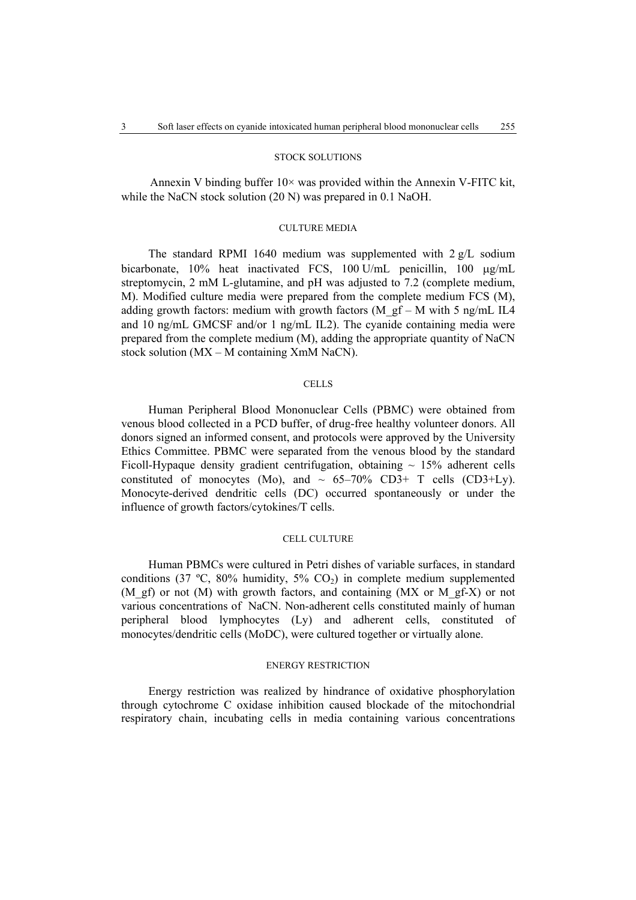### STOCK SOLUTIONS

Annexin V binding buffer 10× was provided within the Annexin V-FITC kit, while the NaCN stock solution (20 N) was prepared in 0.1 NaOH.

### CULTURE MEDIA

The standard RPMI 1640 medium was supplemented with 2 g/L sodium bicarbonate, 10% heat inactivated FCS, 100 U/mL penicillin, 100 μg/mL streptomycin, 2 mM L-glutamine, and pH was adjusted to 7.2 (complete medium, M). Modified culture media were prepared from the complete medium FCS (M), adding growth factors: medium with growth factors (M_gf – M with 5 ng/mL IL4 and 10 ng/mL GMCSF and/or 1 ng/mL IL2). The cyanide containing media were prepared from the complete medium (M), adding the appropriate quantity of NaCN stock solution (MX – M containing XmM NaCN).

### CELLS

Human Peripheral Blood Mononuclear Cells (PBMC) were obtained from venous blood collected in a PCD buffer, of drug-free healthy volunteer donors. All donors signed an informed consent, and protocols were approved by the University Ethics Committee. PBMC were separated from the venous blood by the standard Ficoll-Hypaque density gradient centrifugation, obtaining ~ 15% adherent cells constituted of monocytes (Mo), and ~ 65–70% CD3+ T cells (CD3+Ly). Monocyte-derived dendritic cells (DC) occurred spontaneously or under the influence of growth factors/cytokines/T cells.

### CELL CULTURE

Human PBMCs were cultured in Petri dishes of variable surfaces, in standard conditions (37 ºC, 80% humidity, 5% $CO_2$) in complete medium supplemented (M_gf) or not (M) with growth factors, and containing (MX or M_gf-X) or not various concentrations of NaCN. Non-adherent cells constituted mainly of human peripheral blood lymphocytes (Ly) and adherent cells, constituted of monocytes/dendritic cells (MoDC), were cultured together or virtually alone.

### ENERGY RESTRICTION

Energy restriction was realized by hindrance of oxidative phosphorylation through cytochrome C oxidase inhibition caused blockade of the mitochondrial respiratory chain, incubating cells in media containing various concentrations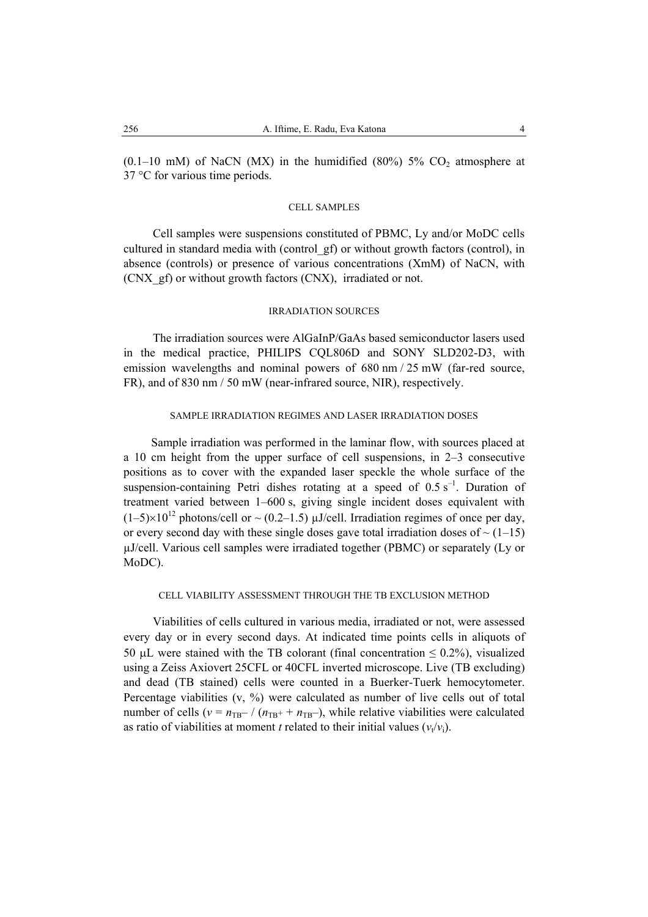(0.1–10 mM) of NaCN (MX) in the humidified (80%) 5% $CO_2$ atmosphere at 37 °C for various time periods.

### CELL SAMPLES

Cell samples were suspensions constituted of PBMC, Ly and/or MoDC cells cultured in standard media with (control_gf) or without growth factors (control), in absence (controls) or presence of various concentrations (XmM) of NaCN, with (CNX_gf) or without growth factors (CNX), irradiated or not.

### IRRADIATION SOURCES

The irradiation sources were AlGaInP/GaAs based semiconductor lasers used in the medical practice, PHILIPS CQL806D and SONY SLD202-D3, with emission wavelengths and nominal powers of 680 nm / 25 mW (far-red source, FR), and of 830 nm / 50 mW (near-infrared source, NIR), respectively.

### SAMPLE IRRADIATION REGIMES AND LASER IRRADIATION DOSES

Sample irradiation was performed in the laminar flow, with sources placed at a 10 cm height from the upper surface of cell suspensions, in 2–3 consecutive positions as to cover with the expanded laser speckle the whole surface of the suspension-containing Petri dishes rotating at a speed of $0.5\ s^{-1}$. Duration of treatment varied between 1–600 s, giving single incident doses equivalent with $(1–5)\times10^{12}$ photons/cell or ~ (0.2–1.5) μJ/cell. Irradiation regimes of once per day, or every second day with these single doses gave total irradiation doses of ~ (1–15) μJ/cell. Various cell samples were irradiated together (PBMC) or separately (Ly or MoDC).

### CELL VIABILITY ASSESSMENT THROUGH THE TB EXCLUSION METHOD

Viabilities of cells cultured in various media, irradiated or not, were assessed every day or in every second days. At indicated time points cells in aliquots of 50 μL were stained with the TB colorant (final concentration ≤ 0.2%), visualized using a Zeiss Axiovert 25CFL or 40CFL inverted microscope. Live (TB excluding) and dead (TB stained) cells were counted in a Buerker-Tuerk hemocytometer. Percentage viabilities (v, %) were calculated as number of live cells out of total number of cells ($v = n_{TB-} / (n_{TB+} + n_{TB-})$), while relative viabilities were calculated as ratio of viabilities at moment $t$ related to their initial values ($v_t/v_i$).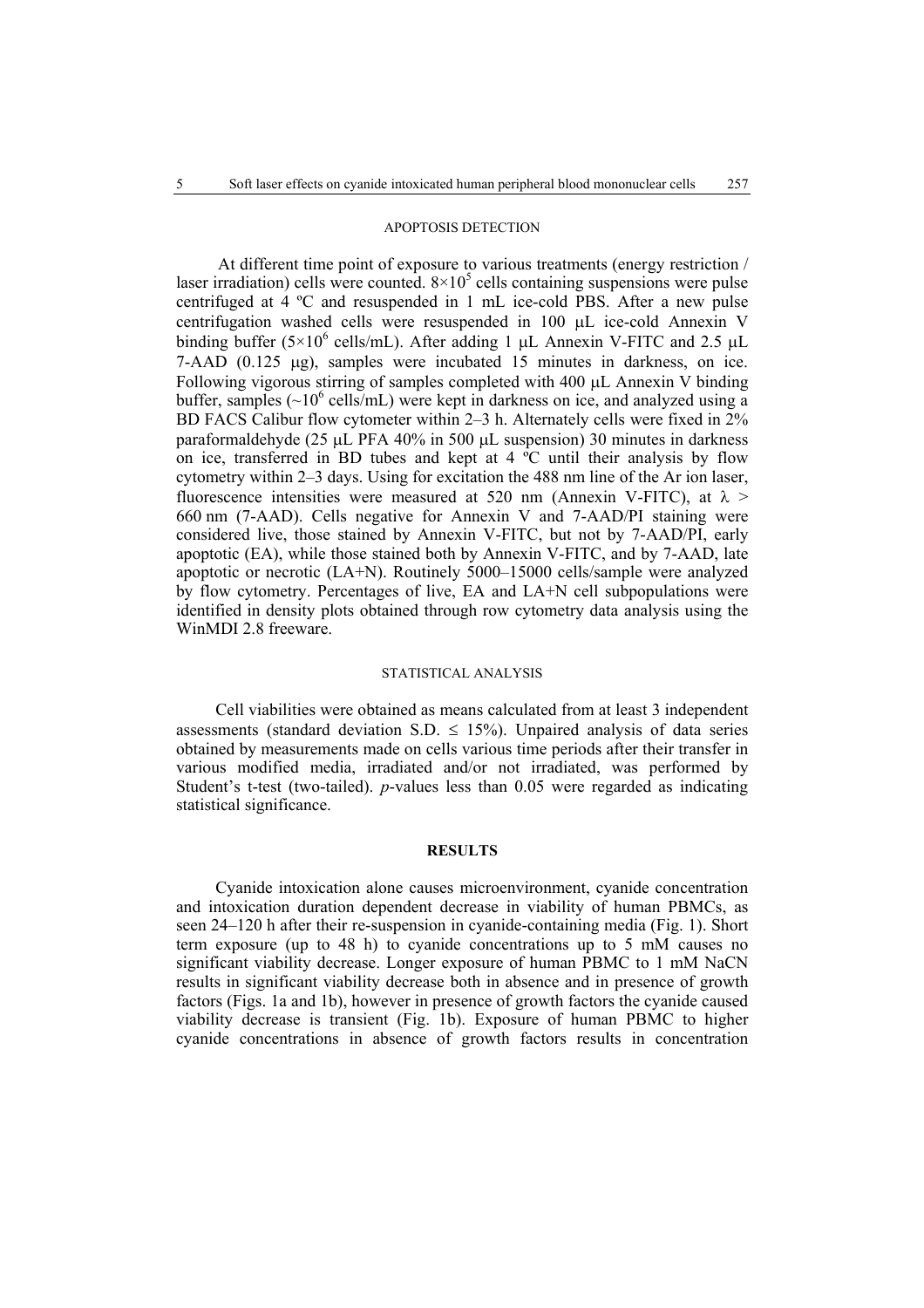### APOPTOSIS DETECTION

At different time point of exposure to various treatments (energy restriction / laser irradiation) cells were counted. $8\times10^5$ cells containing suspensions were pulse centrifuged at 4 ºC and resuspended in 1 mL ice-cold PBS. After a new pulse centrifugation washed cells were resuspended in 100 μL ice-cold Annexin V binding buffer ($5\times10^6$ cells/mL). After adding 1 μL Annexin V-FITC and 2.5 μL 7-AAD (0.125 μg), samples were incubated 15 minutes in darkness, on ice. Following vigorous stirring of samples completed with 400 μL Annexin V binding buffer, samples ($\sim10^6$ cells/mL) were kept in darkness on ice, and analyzed using a BD FACS Calibur flow cytometer within 2–3 h. Alternately cells were fixed in 2% paraformaldehyde (25 μL PFA 40% in 500 μL suspension) 30 minutes in darkness on ice, transferred in BD tubes and kept at 4 ºC until their analysis by flow cytometry within 2–3 days. Using for excitation the 488 nm line of the Ar ion laser, fluorescence intensities were measured at 520 nm (Annexin V-FITC), at $\lambda >$ 660 nm (7-AAD). Cells negative for Annexin V and 7-AAD/PI staining were considered live, those stained by Annexin V-FITC, but not by 7-AAD/PI, early apoptotic (EA), while those stained both by Annexin V-FITC, and by 7-AAD, late apoptotic or necrotic (LA+N). Routinely 5000–15000 cells/sample were analyzed by flow cytometry. Percentages of live, EA and LA+N cell subpopulations were identified in density plots obtained through row cytometry data analysis using the WinMDI 2.8 freeware.

### STATISTICAL ANALYSIS

Cell viabilities were obtained as means calculated from at least 3 independent assessments (standard deviation S.D. $\leq$ 15%). Unpaired analysis of data series obtained by measurements made on cells various time periods after their transfer in various modified media, irradiated and/or not irradiated, was performed by Student's t-test (two-tailed). *p*-values less than 0.05 were regarded as indicating statistical significance.

## RESULTS

Cyanide intoxication alone causes microenvironment, cyanide concentration and intoxication duration dependent decrease in viability of human PBMCs, as seen 24–120 h after their re-suspension in cyanide-containing media (Fig. 1). Short term exposure (up to 48 h) to cyanide concentrations up to 5 mM causes no significant viability decrease. Longer exposure of human PBMC to 1 mM NaCN results in significant viability decrease both in absence and in presence of growth factors (Figs. 1a and 1b), however in presence of growth factors the cyanide caused viability decrease is transient (Fig. 1b). Exposure of human PBMC to higher cyanide concentrations in absence of growth factors results in concentration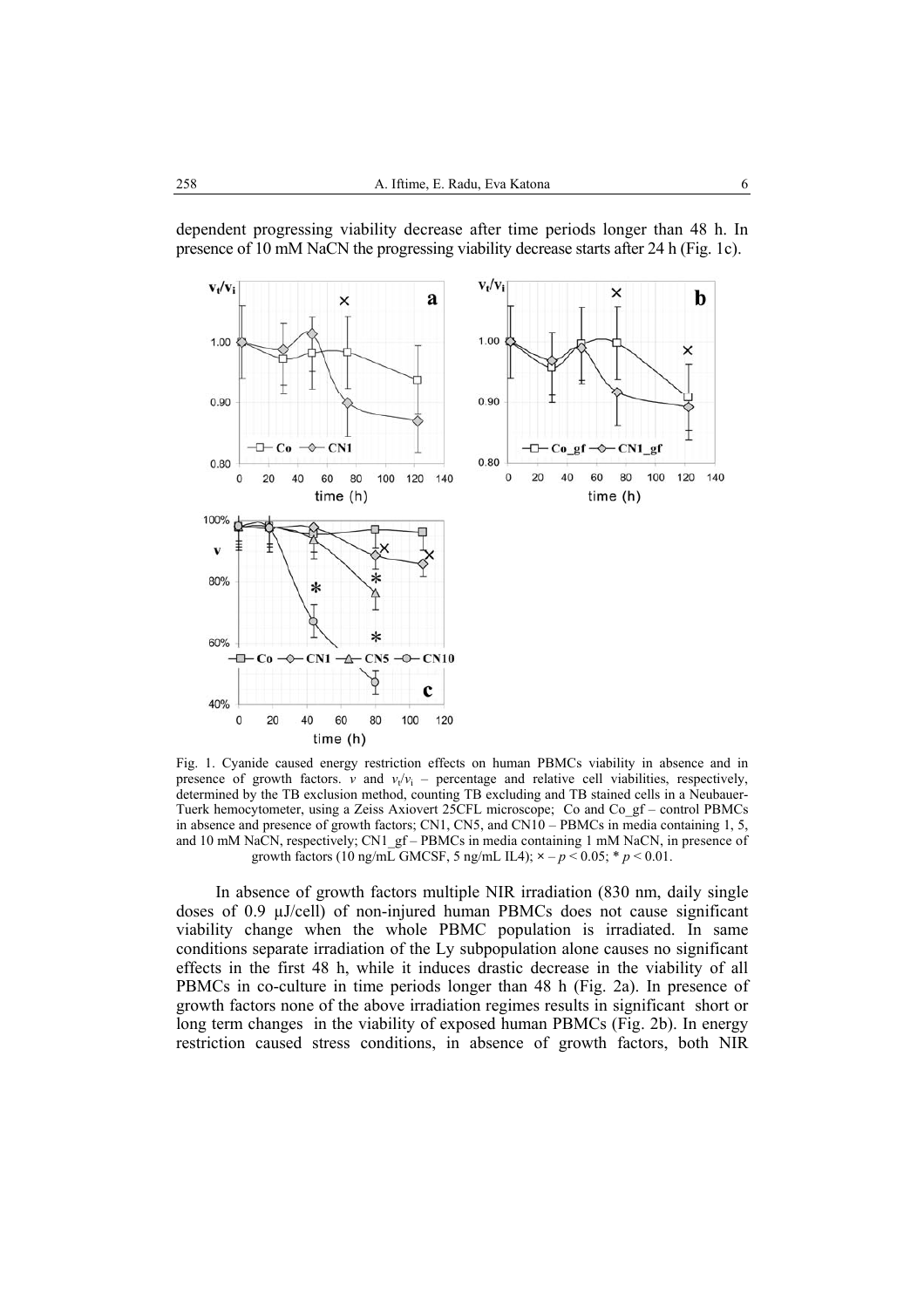dependent progressing viability decrease after time periods longer than 48 h. In presence of 10 mM NaCN the progressing viability decrease starts after 24 h (Fig. 1c).

Fig. 1. Cyanide caused energy restriction effects on human PBMCs viability in absence and in presence of growth factors. $v$ and $v_t/v_i$ – percentage and relative cell viabilities, respectively, determined by the TB exclusion method, counting TB excluding and TB stained cells in a Neubauer-Tuerk hemocytometer, using a Zeiss Axiovert 25CFL microscope; Co and Co_gf – control PBMCs in absence and presence of growth factors; CN1, CN5, and CN10 – PBMCs in media containing 1, 5, and 10 mM NaCN, respectively; CN1_gf – PBMCs in media containing 1 mM NaCN, in presence of growth factors (10 ng/mL GMCSF, 5 ng/mL IL4); × – $p < 0.05$; * $p < 0.01$.

In absence of growth factors multiple NIR irradiation (830 nm, daily single doses of 0.9 μJ/cell) of non-injured human PBMCs does not cause significant viability change when the whole PBMC population is irradiated. In same conditions separate irradiation of the Ly subpopulation alone causes no significant effects in the first 48 h, while it induces drastic decrease in the viability of all PBMCs in co-culture in time periods longer than 48 h (Fig. 2a). In presence of growth factors none of the above irradiation regimes results in significant short or long term changes in the viability of exposed human PBMCs (Fig. 2b). In energy restriction caused stress conditions, in absence of growth factors, both NIR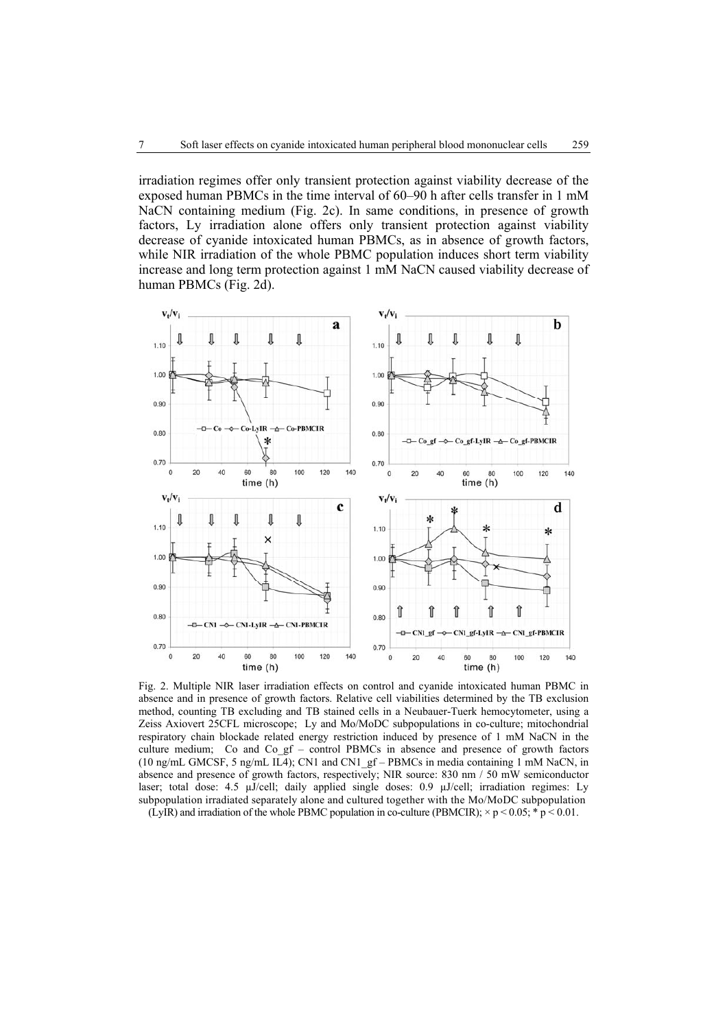irradiation regimes offer only transient protection against viability decrease of the exposed human PBMCs in the time interval of 60–90 h after cells transfer in 1 mM NaCN containing medium (Fig. 2c). In same conditions, in presence of growth factors, Ly irradiation alone offers only transient protection against viability decrease of cyanide intoxicated human PBMCs, as in absence of growth factors, while NIR irradiation of the whole PBMC population induces short term viability increase and long term protection against 1 mM NaCN caused viability decrease of human PBMCs (Fig. 2d).

Fig. 2. Multiple NIR laser irradiation effects on control and cyanide intoxicated human PBMC in absence and in presence of growth factors. Relative cell viabilities determined by the TB exclusion method, counting TB excluding and TB stained cells in a Neubauer-Tuerk hemocytometer, using a Zeiss Axiovert 25CFL microscope; Ly and Mo/MoDC subpopulations in co-culture; mitochondrial respiratory chain blockade related energy restriction induced by presence of 1 mM NaCN in the culture medium; Co and Co_gf – control PBMCs in absence and presence of growth factors (10 ng/mL GMCSF, 5 ng/mL IL4); CN1 and CN1_gf – PBMCs in media containing 1 mM NaCN, in absence and presence of growth factors, respectively; NIR source: 830 nm / 50 mW semiconductor laser; total dose: 4.5 µJ/cell; daily applied single doses: 0.9 µJ/cell; irradiation regimes: Ly subpopulation irradiated separately alone and cultured together with the Mo/MoDC subpopulation (LyIR) and irradiation of the whole PBMC population in co-culture (PBMCIR); × $p < 0.05$; * $p < 0.01$.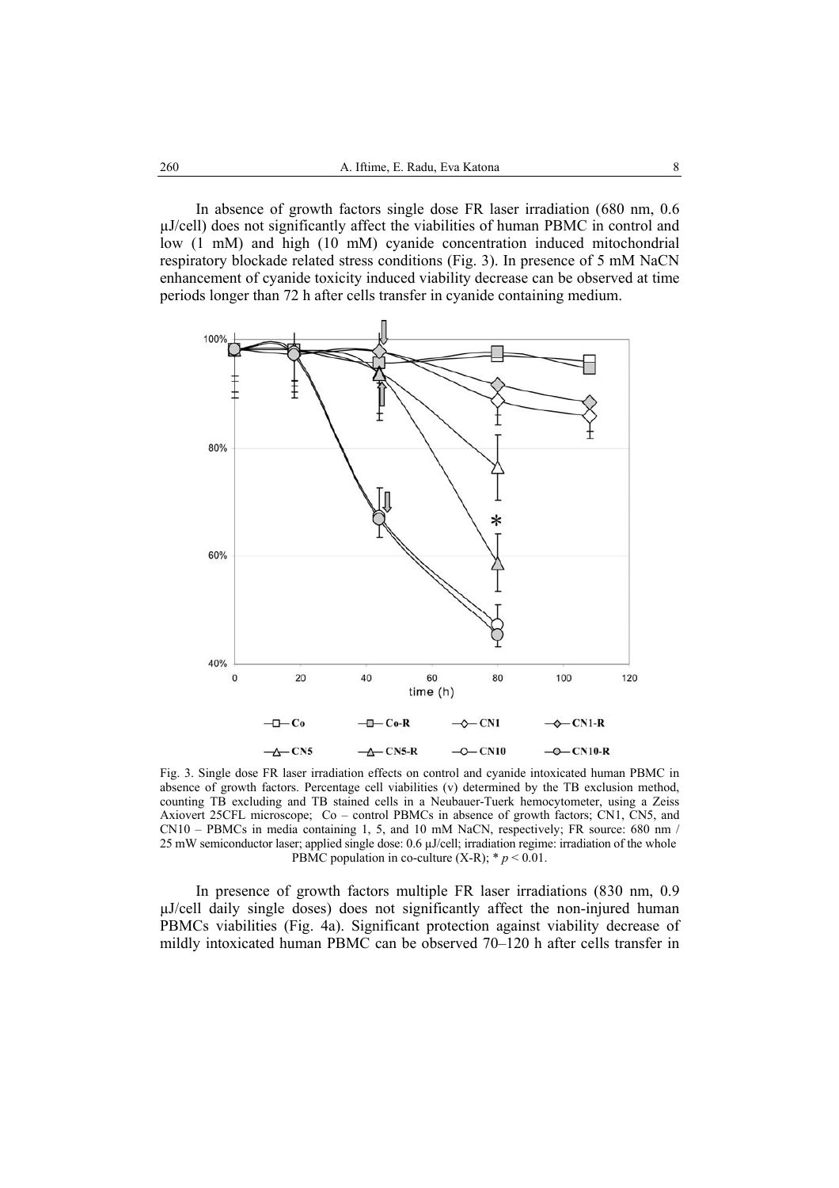In absence of growth factors single dose FR laser irradiation (680 nm, 0.6 μJ/cell) does not significantly affect the viabilities of human PBMC in control and low (1 mM) and high (10 mM) cyanide concentration induced mitochondrial respiratory blockade related stress conditions (Fig. 3). In presence of 5 mM NaCN enhancement of cyanide toxicity induced viability decrease can be observed at time periods longer than 72 h after cells transfer in cyanide containing medium.

Fig. 3. Single dose FR laser irradiation effects on control and cyanide intoxicated human PBMC in absence of growth factors. Percentage cell viabilities (v) determined by the TB exclusion method, counting TB excluding and TB stained cells in a Neubauer-Tuerk hemocytometer, using a Zeiss Axiovert 25CFL microscope; Co – control PBMCs in absence of growth factors; CN1, CN5, and CN10 – PBMCs in media containing 1, 5, and 10 mM NaCN, respectively; FR source: 680 nm / 25 mW semiconductor laser; applied single dose: 0.6 μJ/cell; irradiation regime: irradiation of the whole PBMC population in co-culture (X-R); * $p < 0.01$.

In presence of growth factors multiple FR laser irradiations (830 nm, 0.9 μJ/cell daily single doses) does not significantly affect the non-injured human PBMCs viabilities (Fig. 4a). Significant protection against viability decrease of mildly intoxicated human PBMC can be observed 70–120 h after cells transfer in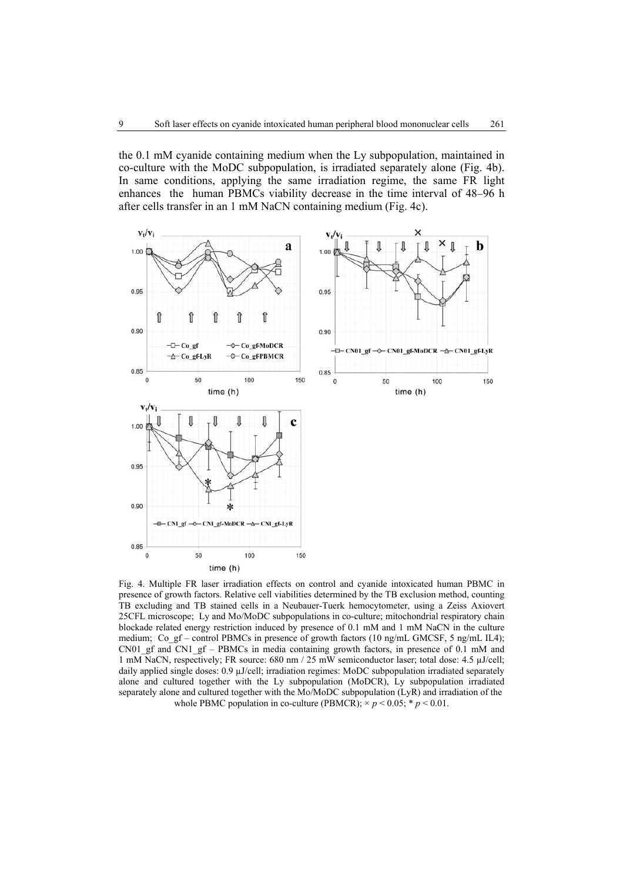the 0.1 mM cyanide containing medium when the Ly subpopulation, maintained in co-culture with the MoDC subpopulation, is irradiated separately alone (Fig. 4b). In same conditions, applying the same irradiation regime, the same FR light enhances the human PBMCs viability decrease in the time interval of 48–96 h after cells transfer in an 1 mM NaCN containing medium (Fig. 4c).

Fig. 4. Multiple FR laser irradiation effects on control and cyanide intoxicated human PBMC in presence of growth factors. Relative cell viabilities determined by the TB exclusion method, counting TB excluding and TB stained cells in a Neubauer-Tuerk hemocytometer, using a Zeiss Axiovert 25CFL microscope; Ly and Mo/MoDC subpopulations in co-culture; mitochondrial respiratory chain blockade related energy restriction induced by presence of 0.1 mM and 1 mM NaCN in the culture medium; Co_gf – control PBMCs in presence of growth factors (10 ng/mL GMCSF, 5 ng/mL IL4); CN01_gf and CN1_gf – PBMCs in media containing growth factors, in presence of 0.1 mM and 1 mM NaCN, respectively; FR source: 680 nm / 25 mW semiconductor laser; total dose: 4.5 μJ/cell; daily applied single doses: 0.9 μJ/cell; irradiation regimes: MoDC subpopulation irradiated separately alone and cultured together with the Ly subpopulation (MoDCR), Ly subpopulation irradiated separately alone and cultured together with the Mo/MoDC subpopulation (LyR) and irradiation of the whole PBMC population in co-culture (PBMCR); × $p < 0.05$; * $p < 0.01$.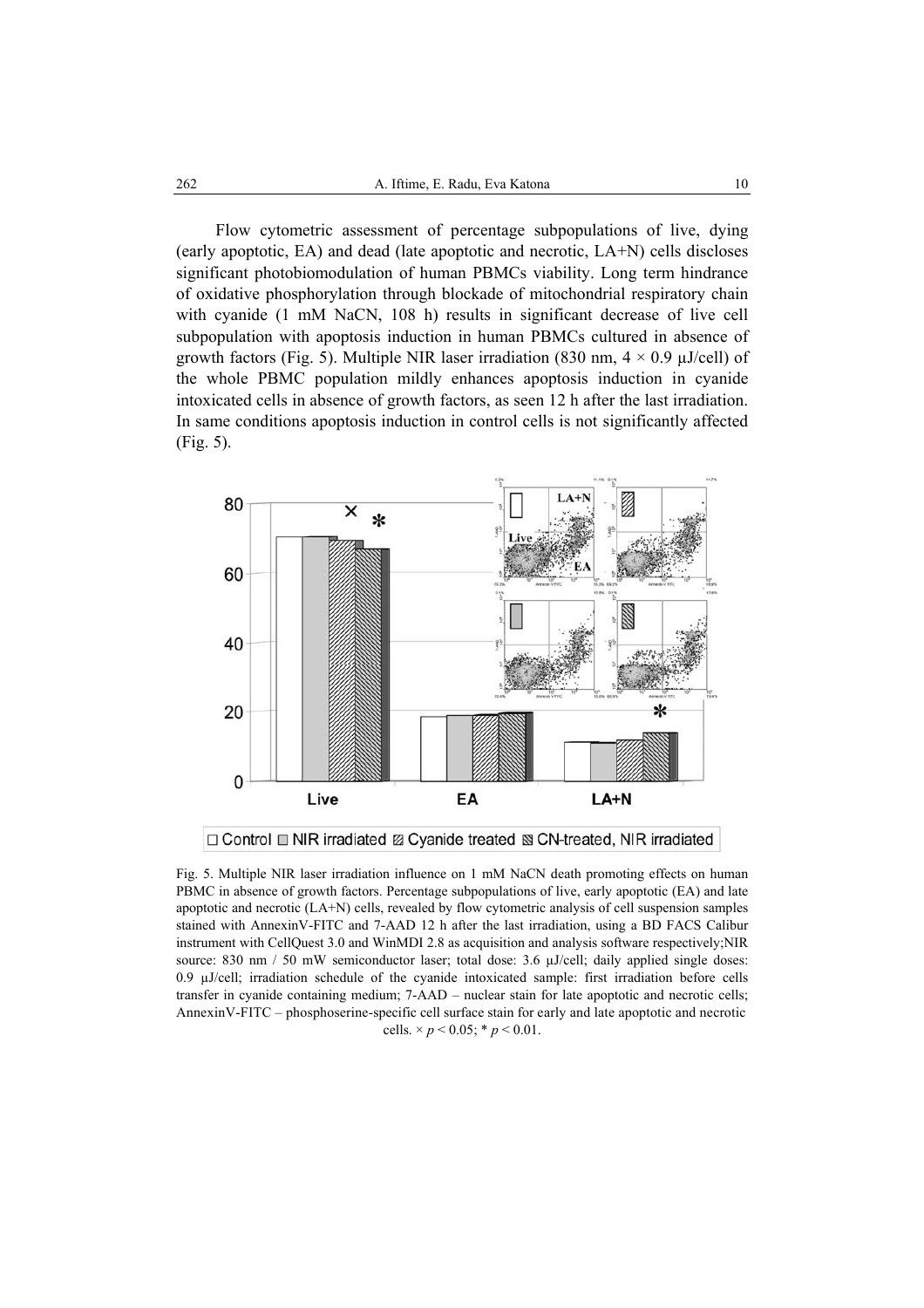Flow cytometric assessment of percentage subpopulations of live, dying (early apoptotic, EA) and dead (late apoptotic and necrotic, LA+N) cells discloses significant photobiomodulation of human PBMCs viability. Long term hindrance of oxidative phosphorylation through blockade of mitochondrial respiratory chain with cyanide (1 mM NaCN, 108 h) results in significant decrease of live cell subpopulation with apoptosis induction in human PBMCs cultured in absence of growth factors (Fig. 5). Multiple NIR laser irradiation (830 nm, 4 × 0.9 μJ/cell) of the whole PBMC population mildly enhances apoptosis induction in cyanide intoxicated cells in absence of growth factors, as seen 12 h after the last irradiation. In same conditions apoptosis induction in control cells is not significantly affected (Fig. 5).

Fig. 5. Multiple NIR laser irradiation influence on 1 mM NaCN death promoting effects on human PBMC in absence of growth factors. Percentage subpopulations of live, early apoptotic (EA) and late apoptotic and necrotic (LA+N) cells, revealed by flow cytometric analysis of cell suspension samples stained with AnnexinV-FITC and 7-AAD 12 h after the last irradiation, using a BD FACS Calibur instrument with CellQuest 3.0 and WinMDI 2.8 as acquisition and analysis software respectively;NIR source: 830 nm / 50 mW semiconductor laser; total dose: 3.6 μJ/cell; daily applied single doses: 0.9 μJ/cell; irradiation schedule of the cyanide intoxicated sample: first irradiation before cells transfer in cyanide containing medium; 7-AAD – nuclear stain for late apoptotic and necrotic cells; AnnexinV-FITC – phosphoserine-specific cell surface stain for early and late apoptotic and necrotic cells. × $p < 0.05$; * $p < 0.01$.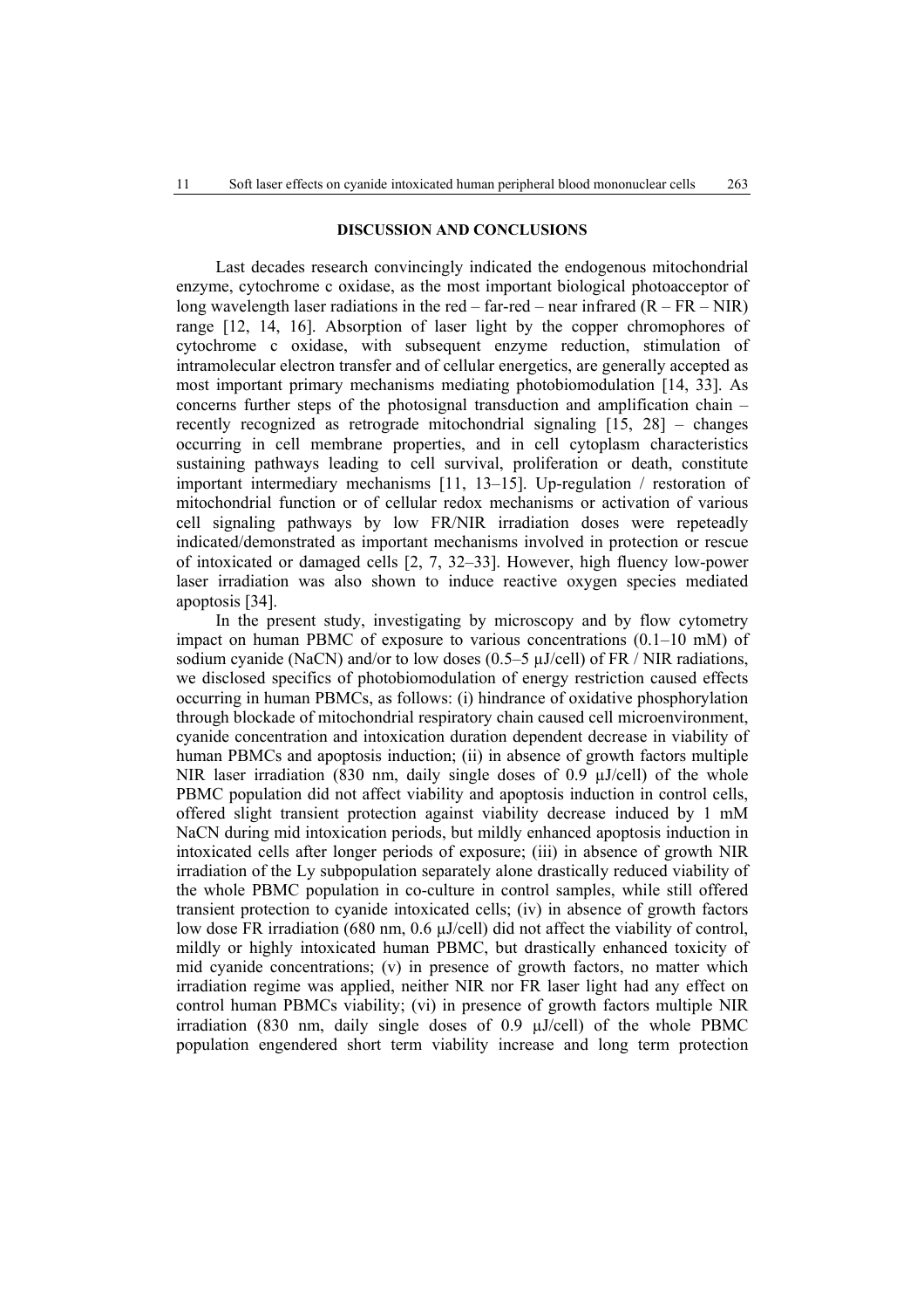## DISCUSSION AND CONCLUSIONS

Last decades research convincingly indicated the endogenous mitochondrial enzyme, cytochrome c oxidase, as the most important biological photoacceptor of long wavelength laser radiations in the red – far-red – near infrared (R – FR – NIR) range [12, 14, 16]. Absorption of laser light by the copper chromophores of cytochrome c oxidase, with subsequent enzyme reduction, stimulation of intramolecular electron transfer and of cellular energetics, are generally accepted as most important primary mechanisms mediating photobiomodulation [14, 33]. As concerns further steps of the photosignal transduction and amplification chain – recently recognized as retrograde mitochondrial signaling [15, 28] – changes occurring in cell membrane properties, and in cell cytoplasm characteristics sustaining pathways leading to cell survival, proliferation or death, constitute important intermediary mechanisms [11, 13–15]. Up-regulation / restoration of mitochondrial function or of cellular redox mechanisms or activation of various cell signaling pathways by low FR/NIR irradiation doses were repeteadly indicated/demonstrated as important mechanisms involved in protection or rescue of intoxicated or damaged cells [2, 7, 32–33]. However, high fluency low-power laser irradiation was also shown to induce reactive oxygen species mediated apoptosis [34].

In the present study, investigating by microscopy and by flow cytometry impact on human PBMC of exposure to various concentrations (0.1–10 mM) of sodium cyanide (NaCN) and/or to low doses (0.5–5 μJ/cell) of FR / NIR radiations, we disclosed specifics of photobiomodulation of energy restriction caused effects occurring in human PBMCs, as follows: (i) hindrance of oxidative phosphorylation through blockade of mitochondrial respiratory chain caused cell microenvironment, cyanide concentration and intoxication duration dependent decrease in viability of human PBMCs and apoptosis induction; (ii) in absence of growth factors multiple NIR laser irradiation (830 nm, daily single doses of 0.9 μJ/cell) of the whole PBMC population did not affect viability and apoptosis induction in control cells, offered slight transient protection against viability decrease induced by 1 mM NaCN during mid intoxication periods, but mildly enhanced apoptosis induction in intoxicated cells after longer periods of exposure; (iii) in absence of growth NIR irradiation of the Ly subpopulation separately alone drastically reduced viability of the whole PBMC population in co-culture in control samples, while still offered transient protection to cyanide intoxicated cells; (iv) in absence of growth factors low dose FR irradiation (680 nm, 0.6 μJ/cell) did not affect the viability of control, mildly or highly intoxicated human PBMC, but drastically enhanced toxicity of mid cyanide concentrations; (v) in presence of growth factors, no matter which irradiation regime was applied, neither NIR nor FR laser light had any effect on control human PBMCs viability; (vi) in presence of growth factors multiple NIR irradiation (830 nm, daily single doses of 0.9 μJ/cell) of the whole PBMC population engendered short term viability increase and long term protection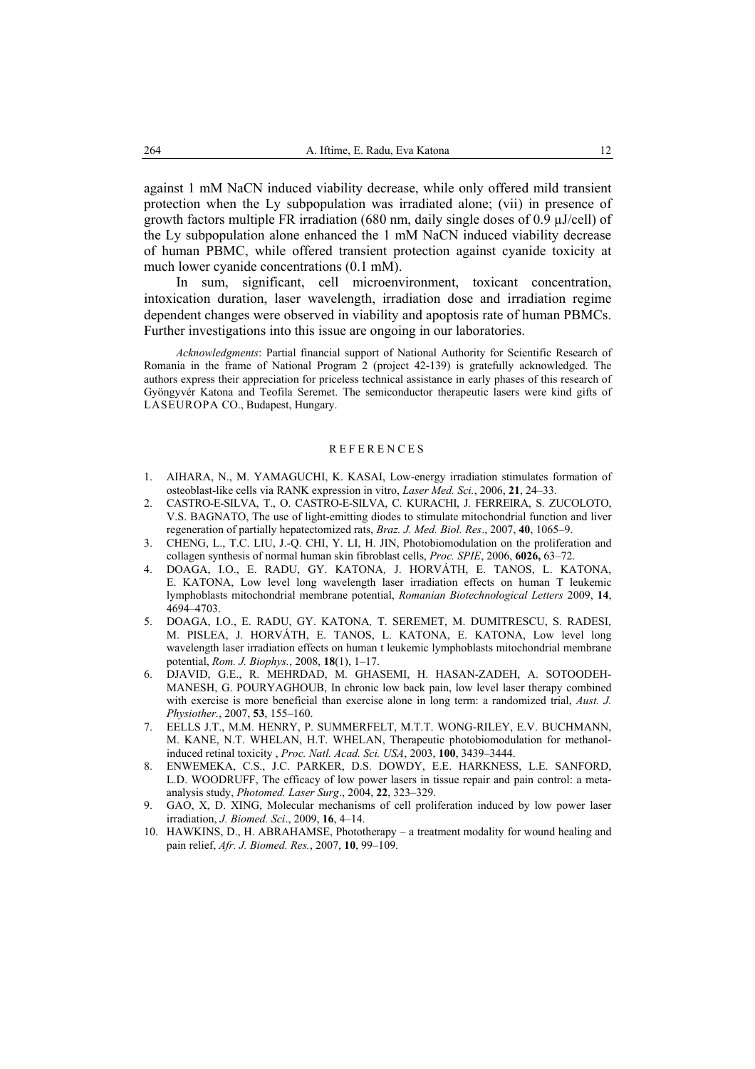against 1 mM NaCN induced viability decrease, while only offered mild transient protection when the Ly subpopulation was irradiated alone; (vii) in presence of growth factors multiple FR irradiation (680 nm, daily single doses of 0.9 μJ/cell) of the Ly subpopulation alone enhanced the 1 mM NaCN induced viability decrease of human PBMC, while offered transient protection against cyanide toxicity at much lower cyanide concentrations (0.1 mM).

In sum, significant, cell microenvironment, toxicant concentration, intoxication duration, laser wavelength, irradiation dose and irradiation regime dependent changes were observed in viability and apoptosis rate of human PBMCs. Further investigations into this issue are ongoing in our laboratories.

*Acknowledgments*: Partial financial support of National Authority for Scientific Research of Romania in the frame of National Program 2 (project 42-139) is gratefully acknowledged. The authors express their appreciation for priceless technical assistance in early phases of this research of Gyöngyvér Katona and Teofila Seremet. The semiconductor therapeutic lasers were kind gifts of LASEUROPA CO., Budapest, Hungary.

## REFERENCES

1. AIHARA, N., M. YAMAGUCHI, K. KASAI, Low-energy irradiation stimulates formation of osteoblast-like cells via RANK expression in vitro, *Laser Med. Sci.*, 2006, **21**, 24–33.
2. CASTRO-E-SILVA, T., O. CASTRO-E-SILVA, C. KURACHI, J. FERREIRA, S. ZUCOLOTO, V.S. BAGNATO, The use of light-emitting diodes to stimulate mitochondrial function and liver regeneration of partially hepatectomized rats, *Braz. J. Med. Biol. Res*., 2007, **40**, 1065–9.
3. CHENG, L., T.C. LIU, J.-Q. CHI, Y. LI, H. JIN, Photobiomodulation on the proliferation and collagen synthesis of normal human skin fibroblast cells, *Proc. SPIE*, 2006, **6026,** 63–72.
4. DOAGA, I.O., E. RADU, GY. KATONA*,* J. HORVÁTH, E. TANOS, L. KATONA, E. KATONA, Low level long wavelength laser irradiation effects on human T leukemic lymphoblasts mitochondrial membrane potential, *Romanian Biotechnological Letters* 2009, **14**, 4694–4703.
5. DOAGA, I.O., E. RADU, GY. KATONA*,* T. SEREMET, M. DUMITRESCU, S. RADESI, M. PISLEA, J. HORVÁTH, E. TANOS, L. KATONA, E. KATONA, Low level long wavelength laser irradiation effects on human t leukemic lymphoblasts mitochondrial membrane potential, *Rom. J. Biophys.*, 2008, **18**(1), 1–17.
6. DJAVID, G.E., R. MEHRDAD, M. GHASEMI, H. HASAN-ZADEH, A. SOTOODEH-MANESH, G. POURYAGHOUB, In chronic low back pain, low level laser therapy combined with exercise is more beneficial than exercise alone in long term: a randomized trial, *Aust. J. Physiother.*, 2007, **53**, 155–160.
7. EELLS J.T., M.M. HENRY, P. SUMMERFELT, M.T.T. WONG-RILEY, E.V. BUCHMANN, M. KANE, N.T. WHELAN, H.T. WHELAN, Therapeutic photobiomodulation for methanol-induced retinal toxicity , *Proc. Natl. Acad. Sci. USA*, 2003, **100**, 3439–3444.
8. ENWEMEKA, C.S., J.C. PARKER, D.S. DOWDY, E.E. HARKNESS, L.E. SANFORD, L.D. WOODRUFF, The efficacy of low power lasers in tissue repair and pain control: a meta-analysis study, *Photomed. Laser Surg*., 2004, **22**, 323–329.
9. GAO, X, D. XING, Molecular mechanisms of cell proliferation induced by low power laser irradiation, *J. Biomed. Sci*., 2009, **16**, 4–14.
10. HAWKINS, D., H. ABRAHAMSE, Phototherapy – a treatment modality for wound healing and pain relief, *Afr. J. Biomed. Res.*, 2007, **10**, 99–109.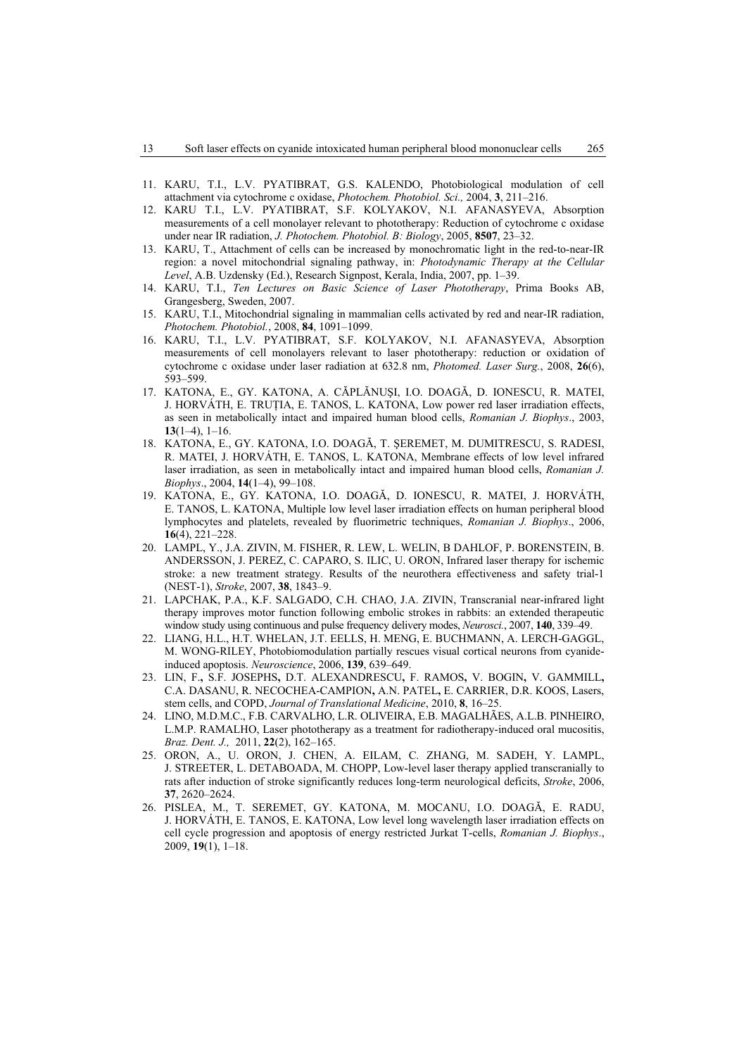11. KARU, T.I., L.V. PYATIBRAT, G.S. KALENDO, Photobiological modulation of cell attachment via cytochrome c oxidase, *Photochem. Photobiol. Sci.,* 2004, **3**, 211–216.
12. KARU T.I., L.V. PYATIBRAT, S.F. KOLYAKOV, N.I. AFANASYEVA, Absorption measurements of a cell monolayer relevant to phototherapy: Reduction of cytochrome c oxidase under near IR radiation, *J. Photochem. Photobiol. B: Biology*, 2005, **8507**, 23–32.
13. KARU, T., Attachment of cells can be increased by monochromatic light in the red-to-near-IR region: a novel mitochondrial signaling pathway, in: *Photodynamic Therapy at the Cellular Level*, A.B. Uzdensky (Ed.), Research Signpost, Kerala, India, 2007, pp. 1–39.
14. KARU, T.I., *Ten Lectures on Basic Science of Laser Phototherapy*, Prima Books AB, Grangesberg, Sweden, 2007.
15. KARU, T.I., Mitochondrial signaling in mammalian cells activated by red and near-IR radiation, *Photochem. Photobiol.*, 2008, **84**, 1091–1099.
16. KARU, T.I., L.V. PYATIBRAT, S.F. KOLYAKOV, N.I. AFANASYEVA, Absorption measurements of cell monolayers relevant to laser phototherapy: reduction or oxidation of cytochrome c oxidase under laser radiation at 632.8 nm, *Photomed. Laser Surg.*, 2008, **26**(6), 593–599.
17. KATONA, E., GY. KATONA, A. CĂPLĂNUȘI, I.O. DOAGĂ, D. IONESCU, R. MATEI, J. HORVÁTH, E. TRUȚIA, E. TANOS, L. KATONA, Low power red laser irradiation effects, as seen in metabolically intact and impaired human blood cells, *Romanian J. Biophys*., 2003, **13**(1–4), 1–16.
18. KATONA, E., GY. KATONA, I.O. DOAGĂ, T. ȘEREMET, M. DUMITRESCU, S. RADESI, R. MATEI, J. HORVÁTH, E. TANOS, L. KATONA, Membrane effects of low level infrared laser irradiation, as seen in metabolically intact and impaired human blood cells, *Romanian J. Biophys*., 2004, **14**(1–4), 99–108.
19. KATONA, E., GY. KATONA, I.O. DOAGĂ, D. IONESCU, R. MATEI, J. HORVÁTH, E. TANOS, L. KATONA, Multiple low level laser irradiation effects on human peripheral blood lymphocytes and platelets, revealed by fluorimetric techniques, *Romanian J. Biophys*., 2006, **16**(4), 221–228.
20. LAMPL, Y., J.A. ZIVIN, M. FISHER, R. LEW, L. WELIN, B DAHLOF, P. BORENSTEIN, B. ANDERSSON, J. PEREZ, C. CAPARO, S. ILIC, U. ORON, Infrared laser therapy for ischemic stroke: a new treatment strategy. Results of the neurothera effectiveness and safety trial-1 (NEST-1), *Stroke*, 2007, **38**, 1843–9.
21. LAPCHAK, P.A., K.F. SALGADO, C.H. CHAO, J.A. ZIVIN, Transcranial near-infrared light therapy improves motor function following embolic strokes in rabbits: an extended therapeutic window study using continuous and pulse frequency delivery modes, *Neurosci.*, 2007, **140**, 339–49.
22. LIANG, H.L., H.T. WHELAN, J.T. EELLS, H. MENG, E. BUCHMANN, A. LERCH-GAGGL, M. WONG-RILEY, Photobiomodulation partially rescues visual cortical neurons from cyanide-induced apoptosis. *Neuroscience*, 2006, **139**, 639–649.
23. LIN, F.**,** S.F. JOSEPHS**,** D.T. ALEXANDRESCU**,** F. RAMOS**,** V. BOGIN**,** V. GAMMILL**,** C.A. DASANU, R. NECOCHEA-CAMPION**,** A.N. PATEL**,** E. CARRIER, D.R. KOOS, Lasers, stem cells, and COPD, *Journal of Translational Medicine*, 2010, **8**, 16–25.
24. LINO, M.D.M.C., F.B. CARVALHO, L.R. OLIVEIRA, E.B. MAGALHÃES, A.L.B. PINHEIRO, L.M.P. RAMALHO, Laser phototherapy as a treatment for radiotherapy-induced oral mucositis, *Braz. Dent. J.,* 2011, **22**(2), 162–165.
25. ORON, A., U. ORON, J. CHEN, A. EILAM, C. ZHANG, M. SADEH, Y. LAMPL, J. STREETER, L. DETABOADA, M. CHOPP, Low-level laser therapy applied transcranially to rats after induction of stroke significantly reduces long-term neurological deficits, *Stroke*, 2006, **37**, 2620–2624.
26. PISLEA, M., T. SEREMET, GY. KATONA, M. MOCANU, I.O. DOAGĂ, E. RADU, J. HORVÁTH, E. TANOS, E. KATONA, Low level long wavelength laser irradiation effects on cell cycle progression and apoptosis of energy restricted Jurkat T-cells, *Romanian J. Biophys*., 2009, **19**(1), 1–18.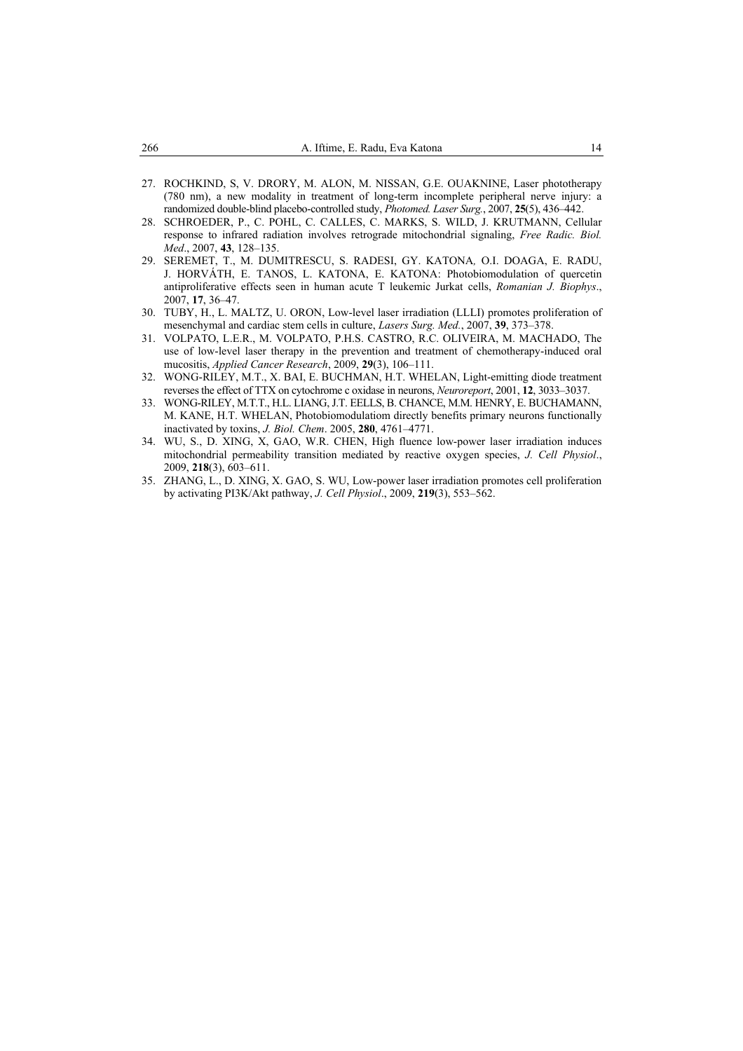27. ROCHKIND, S, V. DRORY, M. ALON, M. NISSAN, G.E. OUAKNINE, Laser phototherapy (780 nm), a new modality in treatment of long-term incomplete peripheral nerve injury: a randomized double-blind placebo-controlled study, *Photomed. Laser Surg.*, 2007, **25**(5), 436–442.
28. SCHROEDER, P., C. POHL, C. CALLES, C. MARKS, S. WILD, J. KRUTMANN, Cellular response to infrared radiation involves retrograde mitochondrial signaling, *Free Radic. Biol. Med*., 2007, **43**, 128–135.
29. SEREMET, T., M. DUMITRESCU, S. RADESI, GY. KATONA, O.I. DOAGA, E. RADU, J. HORVÁTH, E. TANOS, L. KATONA, E. KATONA: Photobiomodulation of quercetin antiproliferative effects seen in human acute T leukemic Jurkat cells, *Romanian J. Biophys*., 2007, **17**, 36–47.
30. TUBY, H., L. MALTZ, U. ORON, Low-level laser irradiation (LLLI) promotes proliferation of mesenchymal and cardiac stem cells in culture, *Lasers Surg. Med.*, 2007, **39**, 373–378.
31. VOLPATO, L.E.R., M. VOLPATO, P.H.S. CASTRO, R.C. OLIVEIRA, M. MACHADO, The use of low-level laser therapy in the prevention and treatment of chemotherapy-induced oral mucositis, *Applied Cancer Research*, 2009, **29**(3), 106–111.
32. WONG-RILEY, M.T., X. BAI, E. BUCHMAN, H.T. WHELAN, Light-emitting diode treatment reverses the effect of TTX on cytochrome c oxidase in neurons, *Neuroreport*, 2001, **12**, 3033–3037.
33. WONG-RILEY, M.T.T., H.L. LIANG, J.T. EELLS, B. CHANCE, M.M. HENRY, E. BUCHAMANN, M. KANE, H.T. WHELAN, Photobiomodulatiom directly benefits primary neurons functionally inactivated by toxins, *J. Biol. Chem*. 2005, **280**, 4761–4771.
34. WU, S., D. XING, X, GAO, W.R. CHEN, High fluence low-power laser irradiation induces mitochondrial permeability transition mediated by reactive oxygen species, *J. Cell Physiol*., 2009, **218**(3), 603–611.
35. ZHANG, L., D. XING, X. GAO, S. WU, Low-power laser irradiation promotes cell proliferation by activating PI3K/Akt pathway, *J. Cell Physiol*., 2009, **219**(3), 553–562.